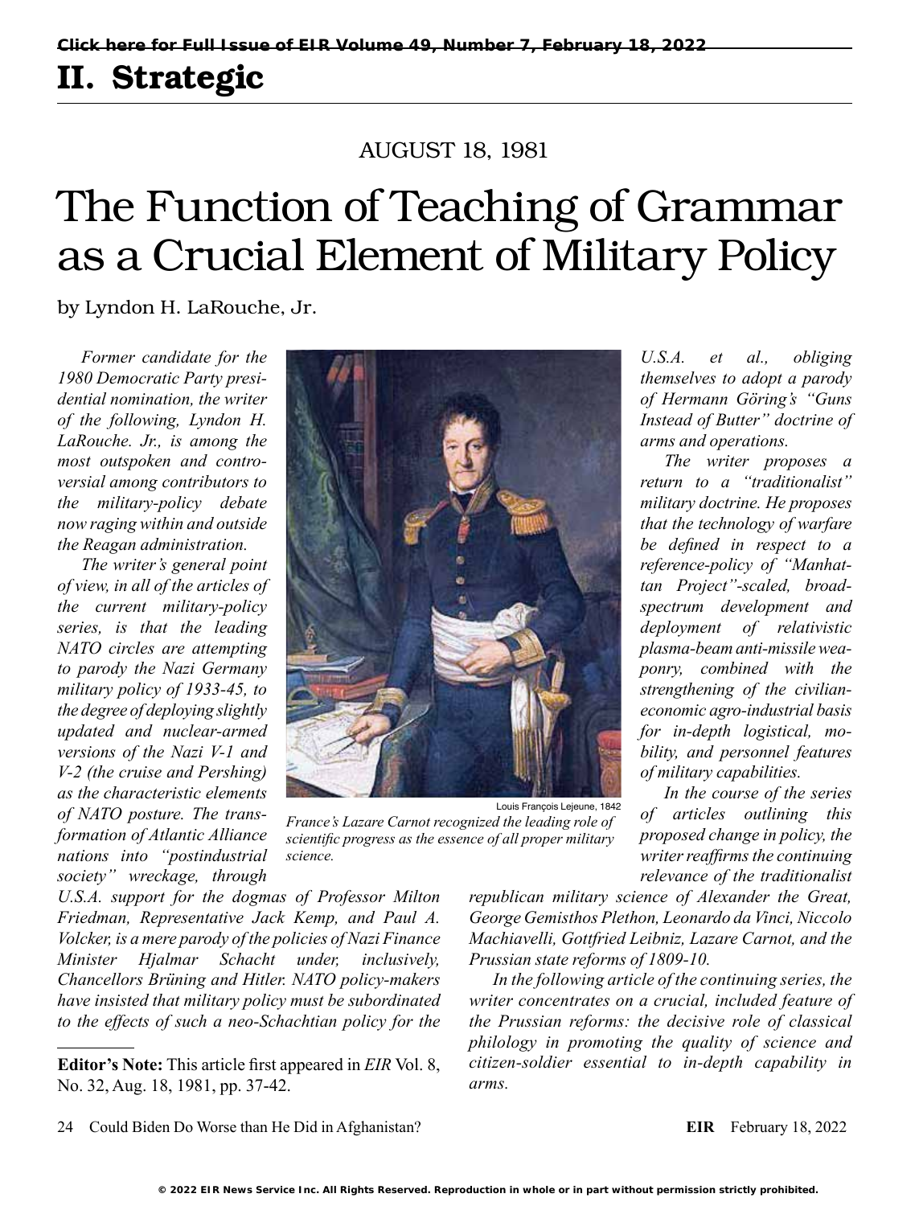# II. Strategic

AUGUST 18, 1981

# The Function of Teaching of Grammar as a Crucial Element of Military Policy

by Lyndon H. LaRouche, Jr.

*Former candidate for the 1980 Democratic Party presidential nomination, the writer of the following, Lyndon H. LaRouche. Jr., is among the most outspoken and controversial among contributors to the military-policy debate now raging within and outside the Reagan administration.*

*The writer's general point of view, in all of the articles of the current military-policy series, is that the leading NATO circles are attempting to parody the Nazi Germany military policy of 1933-45, to the degree of deploying slightly updated and nuclear-armed versions of the Nazi V-1 and V-2 (the cruise and Pershing) as the characteristic elements of NATO posture. The transformation of Atlantic Alliance nations into "postindustrial society" wreckage, through U.S.A. support for the dogmas of Professor Milton Friedman, Representative Jack Kemp, and Paul A. Volcker, is a mere parody of the policies of Nazi Finance Minister Hjalmar Schacht under, inclusively, Chancellors Brüning and Hitler. NATO policy-makers have insisted that military policy must be subordinated to the effects of such a neo-Schachtian policy for the U.S.A. et al., obliging themselves to adopt a parody of Hermann Göring's "Guns Instead of Butter" doctrine of arms and operations.*

*The writer proposes a return to a "traditionalist" military doctrine. He proposes that the technology of warfare be defined in respect to a reference-policy of "Manhattan Project"-scaled, broad-spectrum development and deployment of relativistic plasma-beam anti-missile weaponry, combined with the strengthening of the civilian-economic agro-industrial basis for in-depth logistical, mobility, and personnel features of military capabilities.*

*In the course of the series of articles outlining this proposed change in policy, the writer reaffirms the continuing relevance of the traditionalist republican military science of Alexander the Great, George Gemisthos Plethon, Leonardo da Vinci, Niccolo Machiavelli, Gottfried Leibniz, Lazare Carnot, and the Prussian state reforms of 1809-10.*

*In the following article of the continuing series, the writer concentrates on a crucial, included feature of the Prussian reforms: the decisive role of classical philology in promoting the quality of science and citizen-soldier essential to in-depth capability in arms.*

Louis François Lejeune, 1842

*France's Lazare Carnot recognized the leading role of scientific progress as the essence of all proper military science.*

---

**Editor's Note:** This article first appeared in *EIR* Vol. 8, No. 32, Aug. 18, 1981, pp. 37-42.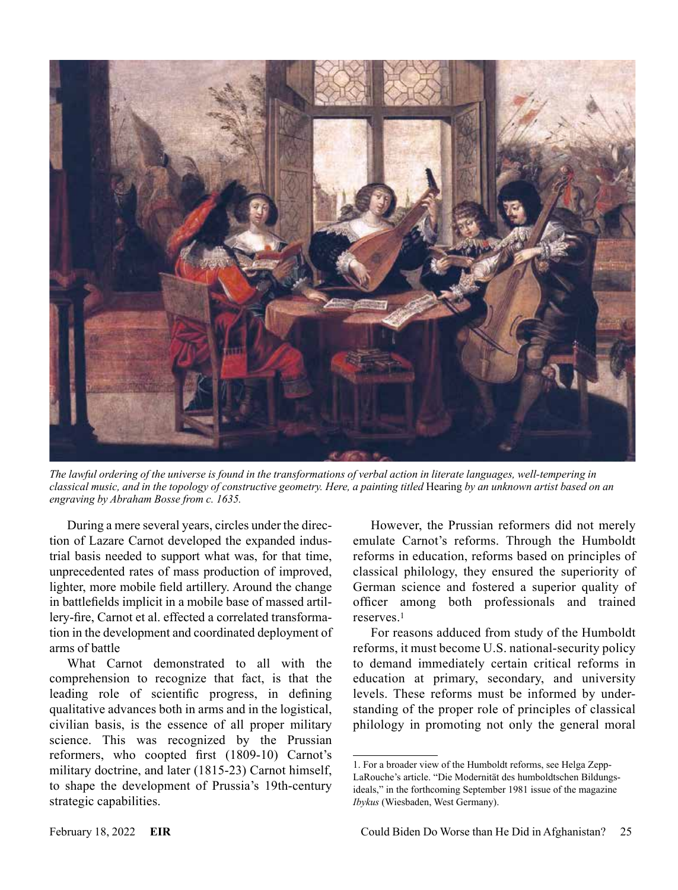*The lawful ordering of the universe is found in the transformations of verbal action in literate languages, well-tempering in classical music, and in the topology of constructive geometry. Here, a painting titled* Hearing *by an unknown artist based on an engraving by Abraham Bosse from c. 1635.*

During a mere several years, circles under the direction of Lazare Carnot developed the expanded industrial basis needed to support what was, for that time, unprecedented rates of mass production of improved, lighter, more mobile field artillery. Around the change in battlefields implicit in a mobile base of massed artillery-fire, Carnot et al. effected a correlated transformation in the development and coordinated deployment of arms of battle

What Carnot demonstrated to all with the comprehension to recognize that fact, is that the leading role of scientific progress, in defining qualitative advances both in arms and in the logistical, civilian basis, is the essence of all proper military science. This was recognized by the Prussian reformers, who coopted first (1809-10) Carnot's military doctrine, and later (1815-23) Carnot himself, to shape the development of Prussia's 19th-century strategic capabilities.

However, the Prussian reformers did not merely emulate Carnot's reforms. Through the Humboldt reforms in education, reforms based on principles of classical philology, they ensured the superiority of German science and fostered a superior quality of officer among both professionals and trained reserves.[1]

For reasons adduced from study of the Humboldt reforms, it must become U.S. national-security policy to demand immediately certain critical reforms in education at primary, secondary, and university levels. These reforms must be informed by understanding of the proper role of principles of classical philology in promoting not only the general moral

1. For a broader view of the Humboldt reforms, see Helga Zepp-LaRouche's article. "Die Modernität des humboldtschen Bildungsideals," in the forthcoming September 1981 issue of the magazine *Ibykus* (Wiesbaden, West Germany).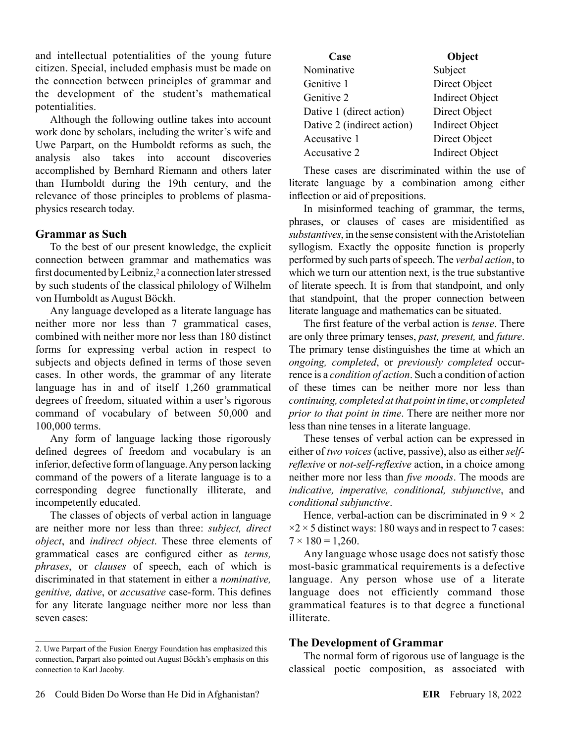and intellectual potentialities of the young future citizen. Special, included emphasis must be made on the connection between principles of grammar and the development of the student's mathematical potentialities.

Although the following outline takes into account work done by scholars, including the writer's wife and Uwe Parpart, on the Humboldt reforms as such, the analysis also takes into account discoveries accomplished by Bernhard Riemann and others later than Humboldt during the 19th century, and the relevance of those principles to problems of plasma-physics research today.

## Grammar as Such

To the best of our present knowledge, the explicit connection between grammar and mathematics was first documented by Leibniz,[2] a connection later stressed by such students of the classical philology of Wilhelm von Humboldt as August Böckh.

Any language developed as a literate language has neither more nor less than 7 grammatical cases, combined with neither more nor less than 180 distinct forms for expressing verbal action in respect to subjects and objects defined in terms of those seven cases. In other words, the grammar of any literate language has in and of itself 1,260 grammatical degrees of freedom, situated within a user's rigorous command of vocabulary of between 50,000 and 100,000 terms.

Any form of language lacking those rigorously defined degrees of freedom and vocabulary is an inferior, defective form of language. Any person lacking command of the powers of a literate language is to a corresponding degree functionally illiterate, and incompetently educated.

The classes of objects of verbal action in language are neither more nor less than three: *subject, direct object*, and *indirect object*. These three elements of grammatical cases are configured either as *terms, phrases*, or *clauses* of speech, each of which is discriminated in that statement in either a *nominative, genitive, dative*, or *accusative* case-form. This defines for any literate language neither more nor less than seven cases:

| Case | Object |
|---|---|
| Nominative | Subject |
| Genitive 1 | Direct Object |
| Genitive 2 | Indirect Object |
| Dative 1 (direct action) | Direct Object |
| Dative 2 (indirect action) | Indirect Object |
| Accusative 1 | Direct Object |
| Accusative 2 | Indirect Object |

These cases are discriminated within the use of literate language by a combination among either inflection or aid of prepositions.

In misinformed teaching of grammar, the terms, phrases, or clauses of cases are misidentified as *substantives*, in the sense consistent with the Aristotelian syllogism. Exactly the opposite function is properly performed by such parts of speech. The *verbal action*, to which we turn our attention next, is the true substantive of literate speech. It is from that standpoint, and only that standpoint, that the proper connection between literate language and mathematics can be situated.

The first feature of the verbal action is *tense*. There are only three primary tenses, *past, present,* and *future*. The primary tense distinguishes the time at which an *ongoing, completed*, or *previously completed* occurrence is a *condition of action*. Such a condition of action of these times can be neither more nor less than *continuing, completed at that point in time*, or *completed prior to that point in time*. There are neither more nor less than nine tenses in a literate language.

These tenses of verbal action can be expressed in either of *two voices* (active, passive), also as either *self-reflexive* or *not-self-reflexive* action, in a choice among neither more nor less than *five moods*. The moods are *indicative, imperative, conditional, subjunctive*, and *conditional subjunctive*.

Hence, verbal-action can be discriminated in $9 \times 2 \times 2 \times 5$ distinct ways: 180 ways and in respect to 7 cases: $7 \times 180 = 1{,}260$.

Any language whose usage does not satisfy those most-basic grammatical requirements is a defective language. Any person whose use of a literate language does not efficiently command those grammatical features is to that degree a functional illiterate.

## The Development of Grammar

The normal form of rigorous use of language is the classical poetic composition, as associated with

---

2. Uwe Parpart of the Fusion Energy Foundation has emphasized this connection, Parpart also pointed out August Böckh's emphasis on this connection to Karl Jacoby.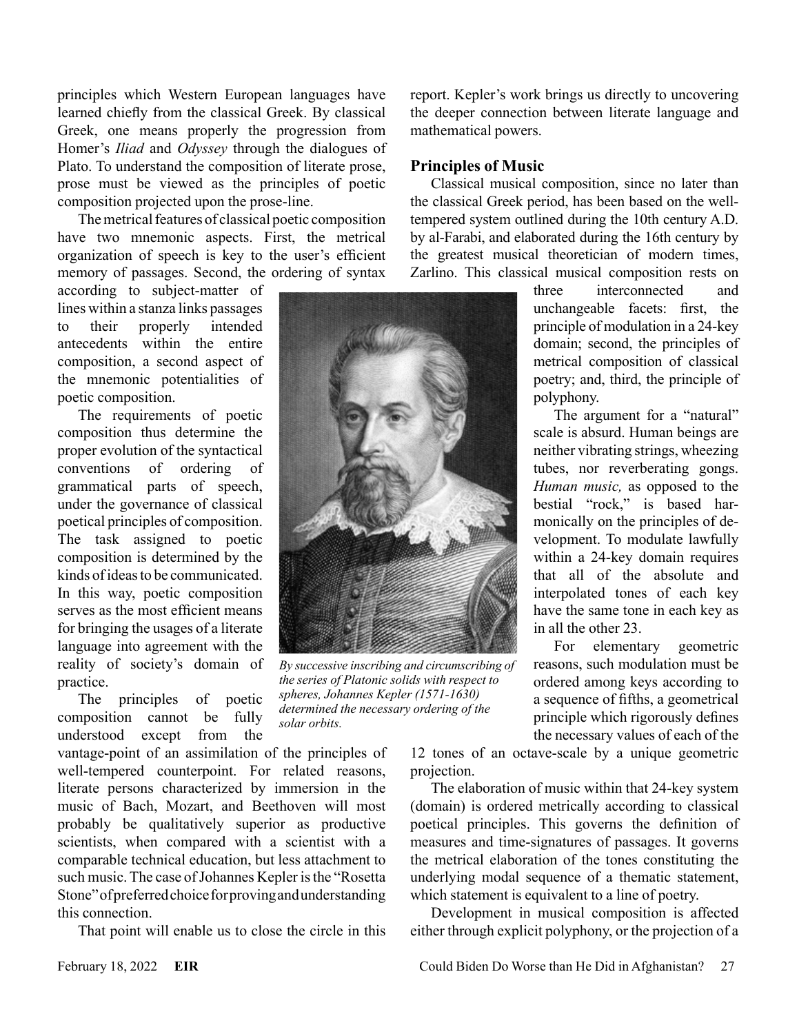principles which Western European languages have learned chiefly from the classical Greek. By classical Greek, one means properly the progression from Homer's *Iliad* and *Odyssey* through the dialogues of Plato. To understand the composition of literate prose, prose must be viewed as the principles of poetic composition projected upon the prose-line.

The metrical features of classical poetic composition have two mnemonic aspects. First, the metrical organization of speech is key to the user's efficient memory of passages. Second, the ordering of syntax according to subject-matter of lines within a stanza links passages to their properly intended antecedents within the entire composition, a second aspect of the mnemonic potentialities of poetic composition.

The requirements of poetic composition thus determine the proper evolution of the syntactical conventions of ordering of grammatical parts of speech, under the governance of classical poetical principles of composition. The task assigned to poetic composition is determined by the kinds of ideas to be communicated. In this way, poetic composition serves as the most efficient means for bringing the usages of a literate language into agreement with the reality of society's domain of practice.

The principles of poetic composition cannot be fully understood except from the vantage-point of an assimilation of the principles of well-tempered counterpoint. For related reasons, literate persons characterized by immersion in the music of Bach, Mozart, and Beethoven will most probably be qualitatively superior as productive scientists, when compared with a scientist with a comparable technical education, but less attachment to such music. The case of Johannes Kepler is the "Rosetta Stone" of preferred choice for proving and understanding this connection.

*By successive inscribing and circumscribing of the series of Platonic solids with respect to spheres, Johannes Kepler (1571-1630) determined the necessary ordering of the solar orbits.*

That point will enable us to close the circle in this report. Kepler's work brings us directly to uncovering the deeper connection between literate language and mathematical powers.

## Principles of Music

Classical musical composition, since no later than the classical Greek period, has been based on the well-tempered system outlined during the 10th century A.D. by al-Farabi, and elaborated during the 16th century by the greatest musical theoretician of modern times, Zarlino. This classical musical composition rests on three interconnected and unchangeable facets: first, the principle of modulation in a 24-key domain; second, the principles of metrical composition of classical poetry; and, third, the principle of polyphony.

The argument for a "natural" scale is absurd. Human beings are neither vibrating strings, wheezing tubes, nor reverberating gongs. *Human music,* as opposed to the bestial "rock," is based harmonically on the principles of development. To modulate lawfully within a 24-key domain requires that all of the absolute and interpolated tones of each key have the same tone in each key as in all the other 23.

For elementary geometric reasons, such modulation must be ordered among keys according to a sequence of fifths, a geometrical principle which rigorously defines the necessary values of each of the 12 tones of an octave-scale by a unique geometric projection.

The elaboration of music within that 24-key system (domain) is ordered metrically according to classical poetical principles. This governs the definition of measures and time-signatures of passages. It governs the metrical elaboration of the tones constituting the underlying modal sequence of a thematic statement, which statement is equivalent to a line of poetry.

Development in musical composition is affected either through explicit polyphony, or the projection of a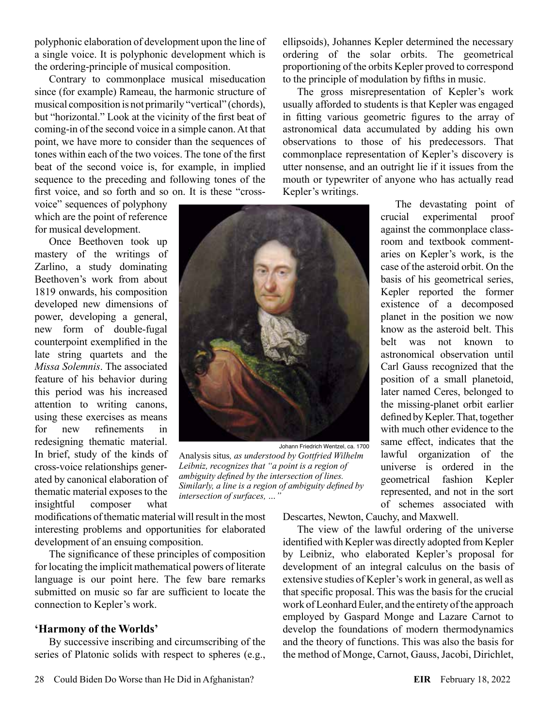polyphonic elaboration of development upon the line of a single voice. It is polyphonic development which is the ordering-principle of musical composition.

Contrary to commonplace musical miseducation since (for example) Rameau, the harmonic structure of musical composition is not primarily "vertical" (chords), but "horizontal." Look at the vicinity of the first beat of coming-in of the second voice in a simple canon. At that point, we have more to consider than the sequences of tones within each of the two voices. The tone of the first beat of the second voice is, for example, in implied sequence to the preceding and following tones of the first voice, and so forth and so on. It is these "cross-voice" sequences of polyphony which are the point of reference for musical development.

Once Beethoven took up mastery of the writings of Zarlino, a study dominating Beethoven's work from about 1819 onwards, his composition developed new dimensions of power, developing a general, new form of double-fugal counterpoint exemplified in the late string quartets and the *Missa Solemnis*. The associated feature of his behavior during this period was his increased attention to writing canons, using these exercises as means for new refinements in redesigning thematic material. In brief, study of the kinds of cross-voice relationships generated by canonical elaboration of thematic material exposes to the insightful composer what modifications of thematic material will result in the most interesting problems and opportunities for elaborated development of an ensuing composition.

The significance of these principles of composition for locating the implicit mathematical powers of literate language is our point here. The few bare remarks submitted on music so far are sufficient to locate the connection to Kepler's work.

Johann Friedrich Wentzel, ca. 1700

*Analysis situs, as understood by Gottfried Wilhelm Leibniz, recognizes that "a point is a region of ambiguity defined by the intersection of lines. Similarly, a line is a region of ambiguity defined by intersection of surfaces, …"*

## 'Harmony of the Worlds'

By successive inscribing and circumscribing of the series of Platonic solids with respect to spheres (e.g., ellipsoids), Johannes Kepler determined the necessary ordering of the solar orbits. The geometrical proportioning of the orbits Kepler proved to correspond to the principle of modulation by fifths in music.

The gross misrepresentation of Kepler's work usually afforded to students is that Kepler was engaged in fitting various geometric figures to the array of astronomical data accumulated by adding his own observations to those of his predecessors. That commonplace representation of Kepler's discovery is utter nonsense, and an outright lie if it issues from the mouth or typewriter of anyone who has actually read Kepler's writings.

The devastating point of crucial experimental proof against the commonplace classroom and textbook commentaries on Kepler's work, is the case of the asteroid orbit. On the basis of his geometrical series, Kepler reported the former existence of a decomposed planet in the position we now know as the asteroid belt. This belt was not known to astronomical observation until Carl Gauss recognized that the position of a small planetoid, later named Ceres, belonged to the missing-planet orbit earlier defined by Kepler. That, together with much other evidence to the same effect, indicates that the lawful organization of the universe is ordered in the geometrical fashion Kepler represented, and not in the sort of schemes associated with Descartes, Newton, Cauchy, and Maxwell.

The view of the lawful ordering of the universe identified with Kepler was directly adopted from Kepler by Leibniz, who elaborated Kepler's proposal for development of an integral calculus on the basis of extensive studies of Kepler's work in general, as well as that specific proposal. This was the basis for the crucial work of Leonhard Euler, and the entirety of the approach employed by Gaspard Monge and Lazare Carnot to develop the foundations of modern thermodynamics and the theory of functions. This was also the basis for the method of Monge, Carnot, Gauss, Jacobi, Dirichlet,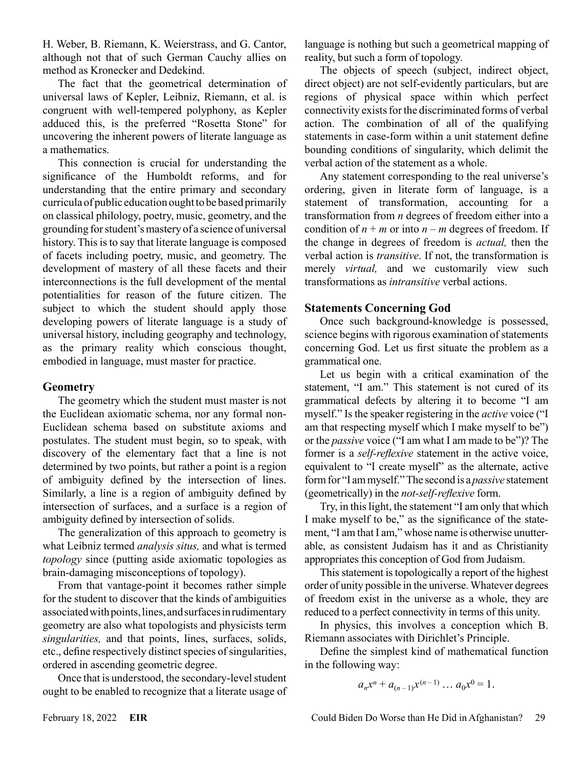H. Weber, B. Riemann, K. Weierstrass, and G. Cantor, although not that of such German Cauchy allies on method as Kronecker and Dedekind.

The fact that the geometrical determination of universal laws of Kepler, Leibniz, Riemann, et al. is congruent with well-tempered polyphony, as Kepler adduced this, is the preferred "Rosetta Stone" for uncovering the inherent powers of literate language as a mathematics.

This connection is crucial for understanding the significance of the Humboldt reforms, and for understanding that the entire primary and secondary curricula of public education ought to be based primarily on classical philology, poetry, music, geometry, and the grounding for student's mastery of a science of universal history. This is to say that literate language is composed of facets including poetry, music, and geometry. The development of mastery of all these facets and their interconnections is the full development of the mental potentialities for reason of the future citizen. The subject to which the student should apply those developing powers of literate language is a study of universal history, including geography and technology, as the primary reality which conscious thought, embodied in language, must master for practice.

## Geometry

The geometry which the student must master is not the Euclidean axiomatic schema, nor any formal non-Euclidean schema based on substitute axioms and postulates. The student must begin, so to speak, with discovery of the elementary fact that a line is not determined by two points, but rather a point is a region of ambiguity defined by the intersection of lines. Similarly, a line is a region of ambiguity defined by intersection of surfaces, and a surface is a region of ambiguity defined by intersection of solids.

The generalization of this approach to geometry is what Leibniz termed *analysis situs,* and what is termed *topology* since (putting aside axiomatic topologies as brain-damaging misconceptions of topology).

From that vantage-point it becomes rather simple for the student to discover that the kinds of ambiguities associated with points, lines, and surfaces in rudimentary geometry are also what topologists and physicists term *singularities,* and that points, lines, surfaces, solids, etc., define respectively distinct species of singularities, ordered in ascending geometric degree.

Once that is understood, the secondary-level student ought to be enabled to recognize that a literate usage of language is nothing but such a geometrical mapping of reality, but such a form of topology.

The objects of speech (subject, indirect object, direct object) are not self-evidently particulars, but are regions of physical space within which perfect connectivity exists for the discriminated forms of verbal action. The combination of all of the qualifying statements in case-form within a unit statement define bounding conditions of singularity, which delimit the verbal action of the statement as a whole.

Any statement corresponding to the real universe's ordering, given in literate form of language, is a statement of transformation, accounting for a transformation from $n$ degrees of freedom either into a condition of $n + m$ or into $n - m$ degrees of freedom. If the change in degrees of freedom is *actual,* then the verbal action is *transitive*. If not, the transformation is merely *virtual,* and we customarily view such transformations as *intransitive* verbal actions.

## Statements Concerning God

Once such background-knowledge is possessed, science begins with rigorous examination of statements concerning God. Let us first situate the problem as a grammatical one.

Let us begin with a critical examination of the statement, "I am." This statement is not cured of its grammatical defects by altering it to become "I am myself." Is the speaker registering in the *active* voice ("I am that respecting myself which I make myself to be") or the *passive* voice ("I am what I am made to be")? The former is a *self-reflexive* statement in the active voice, equivalent to "I create myself" as the alternate, active form for "I am myself." The second is a *passive* statement (geometrically) in the *not-self-reflexive* form.

Try, in this light, the statement "I am only that which I make myself to be," as the significance of the statement, "I am that I am," whose name is otherwise unutterable, as consistent Judaism has it and as Christianity appropriates this conception of God from Judaism.

This statement is topologically a report of the highest order of unity possible in the universe. Whatever degrees of freedom exist in the universe as a whole, they are reduced to a perfect connectivity in terms of this unity.

In physics, this involves a conception which B. Riemann associates with Dirichlet's Principle.

Define the simplest kind of mathematical function in the following way:

$$a_n x^n + a_{(n-1)} x^{(n-1)} \dots a_0 x^0 = 1.$$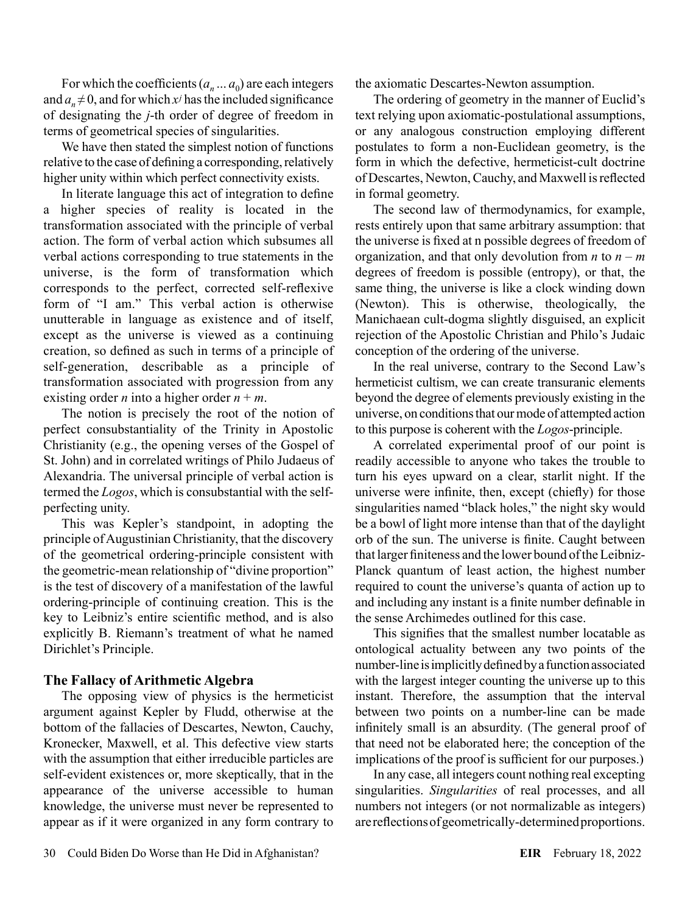For which the coefficients $(a_n ... a_0)$ are each integers and $a_n \neq 0$, and for which $x^j$ has the included significance of designating the $j$-th order of degree of freedom in terms of geometrical species of singularities.

We have then stated the simplest notion of functions relative to the case of defining a corresponding, relatively higher unity within which perfect connectivity exists.

In literate language this act of integration to define a higher species of reality is located in the transformation associated with the principle of verbal action. The form of verbal action which subsumes all verbal actions corresponding to true statements in the universe, is the form of transformation which corresponds to the perfect, corrected self-reflexive form of "I am." This verbal action is otherwise unutterable in language as existence and of itself, except as the universe is viewed as a continuing creation, so defined as such in terms of a principle of self-generation, describable as a principle of transformation associated with progression from any existing order $n$ into a higher order $n + m$.

The notion is precisely the root of the notion of perfect consubstantiality of the Trinity in Apostolic Christianity (e.g., the opening verses of the Gospel of St. John) and in correlated writings of Philo Judaeus of Alexandria. The universal principle of verbal action is termed the *Logos*, which is consubstantial with the self-perfecting unity.

This was Kepler's standpoint, in adopting the principle of Augustinian Christianity, that the discovery of the geometrical ordering-principle consistent with the geometric-mean relationship of "divine proportion" is the test of discovery of a manifestation of the lawful ordering-principle of continuing creation. This is the key to Leibniz's entire scientific method, and is also explicitly B. Riemann's treatment of what he named Dirichlet's Principle.

## The Fallacy of Arithmetic Algebra

The opposing view of physics is the hermeticist argument against Kepler by Fludd, otherwise at the bottom of the fallacies of Descartes, Newton, Cauchy, Kronecker, Maxwell, et al. This defective view starts with the assumption that either irreducible particles are self-evident existences or, more skeptically, that in the appearance of the universe accessible to human knowledge, the universe must never be represented to appear as if it were organized in any form contrary to the axiomatic Descartes-Newton assumption.

The ordering of geometry in the manner of Euclid's text relying upon axiomatic-postulational assumptions, or any analogous construction employing different postulates to form a non-Euclidean geometry, is the form in which the defective, hermeticist-cult doctrine of Descartes, Newton, Cauchy, and Maxwell is reflected in formal geometry.

The second law of thermodynamics, for example, rests entirely upon that same arbitrary assumption: that the universe is fixed at n possible degrees of freedom of organization, and that only devolution from $n$ to $n - m$ degrees of freedom is possible (entropy), or that, the same thing, the universe is like a clock winding down (Newton). This is otherwise, theologically, the Manichaean cult-dogma slightly disguised, an explicit rejection of the Apostolic Christian and Philo's Judaic conception of the ordering of the universe.

In the real universe, contrary to the Second Law's hermeticist cultism, we can create transuranic elements beyond the degree of elements previously existing in the universe, on conditions that our mode of attempted action to this purpose is coherent with the *Logos*-principle.

A correlated experimental proof of our point is readily accessible to anyone who takes the trouble to turn his eyes upward on a clear, starlit night. If the universe were infinite, then, except (chiefly) for those singularities named "black holes," the night sky would be a bowl of light more intense than that of the daylight orb of the sun. The universe is finite. Caught between that larger finiteness and the lower bound of the Leibniz-Planck quantum of least action, the highest number required to count the universe's quanta of action up to and including any instant is a finite number definable in the sense Archimedes outlined for this case.

This signifies that the smallest number locatable as ontological actuality between any two points of the number-line is implicitly defined by a function associated with the largest integer counting the universe up to this instant. Therefore, the assumption that the interval between two points on a number-line can be made infinitely small is an absurdity. (The general proof of that need not be elaborated here; the conception of the implications of the proof is sufficient for our purposes.)

In any case, all integers count nothing real excepting singularities. *Singularities* of real processes, and all numbers not integers (or not normalizable as integers) are reflections of geometrically-determined proportions.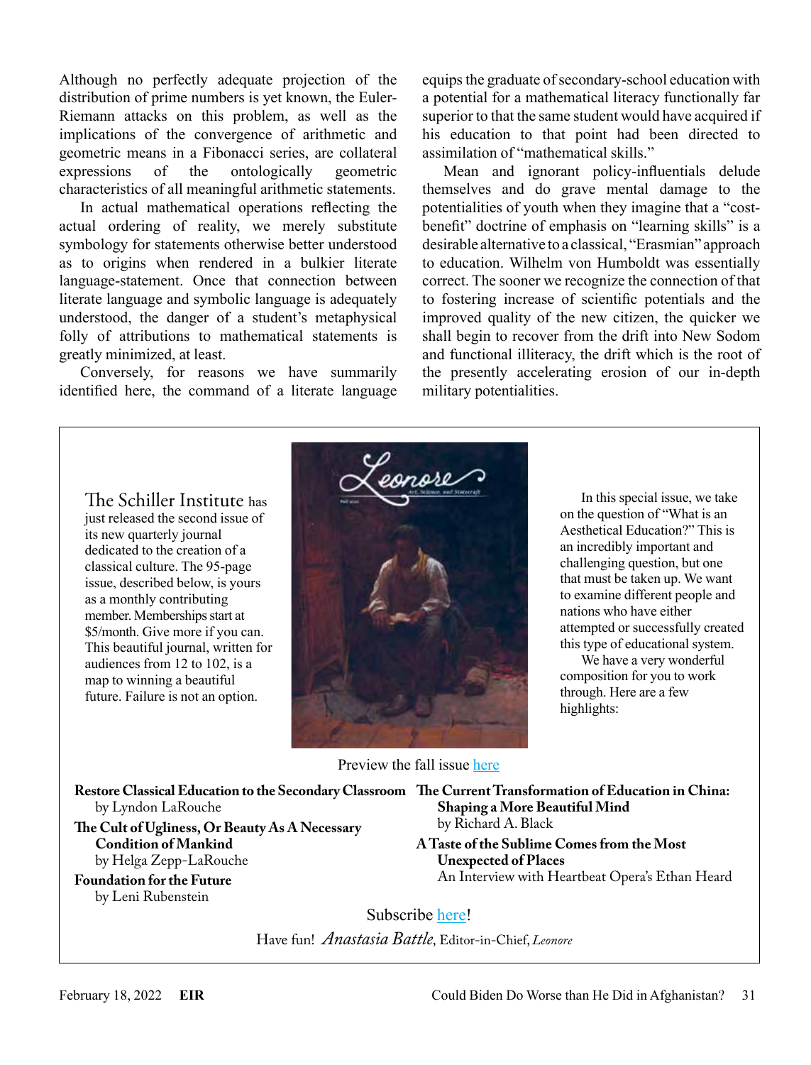Although no perfectly adequate projection of the distribution of prime numbers is yet known, the Euler-Riemann attacks on this problem, as well as the implications of the convergence of arithmetic and geometric means in a Fibonacci series, are collateral expressions of the ontologically geometric characteristics of all meaningful arithmetic statements.

In actual mathematical operations reflecting the actual ordering of reality, we merely substitute symbology for statements otherwise better understood as to origins when rendered in a bulkier literate language-statement. Once that connection between literate language and symbolic language is adequately understood, the danger of a student's metaphysical folly of attributions to mathematical statements is greatly minimized, at least.

Conversely, for reasons we have summarily identified here, the command of a literate language equips the graduate of secondary-school education with a potential for a mathematical literacy functionally far superior to that the same student would have acquired if his education to that point had been directed to assimilation of "mathematical skills."

Mean and ignorant policy-influentials delude themselves and do grave mental damage to the potentialities of youth when they imagine that a "cost-benefit" doctrine of emphasis on "learning skills" is a desirable alternative to a classical, "Erasmian" approach to education. Wilhelm von Humboldt was essentially correct. The sooner we recognize the connection of that to fostering increase of scientific potentials and the improved quality of the new citizen, the quicker we shall begin to recover from the drift into New Sodom and functional illiteracy, the drift which is the root of the presently accelerating erosion of our in-depth military potentialities.

---

The Schiller Institute has just released the second issue of its new quarterly journal dedicated to the creation of a classical culture. The 95-page issue, described below, is yours as a monthly contributing member. Memberships start at $5/month. Give more if you can. This beautiful journal, written for audiences from 12 to 102, is a map to winning a beautiful future. Failure is not an option.

In this special issue, we take on the question of "What is an Aesthetical Education?" This is an incredibly important and challenging question, but one that must be taken up. We want to examine different people and nations who have either attempted or successfully created this type of educational system.

We have a very wonderful composition for you to work through. Here are a few highlights:

Preview the fall issue [here](#)

**Restore Classical Education to the Secondary Classroom**
by Lyndon LaRouche

**The Cult of Ugliness, Or Beauty As A Necessary Condition of Mankind**
by Helga Zepp-LaRouche

**Foundation for the Future**
by Leni Rubenstein

**The Current Transformation of Education in China: Shaping a More Beautiful Mind**
by Richard A. Black

**A Taste of the Sublime Comes from the Most Unexpected of Places**
An Interview with Heartbeat Opera's Ethan Heard

Subscribe [here](#)!

Have fun! *Anastasia Battle*, Editor-in-Chief, *Leonore*